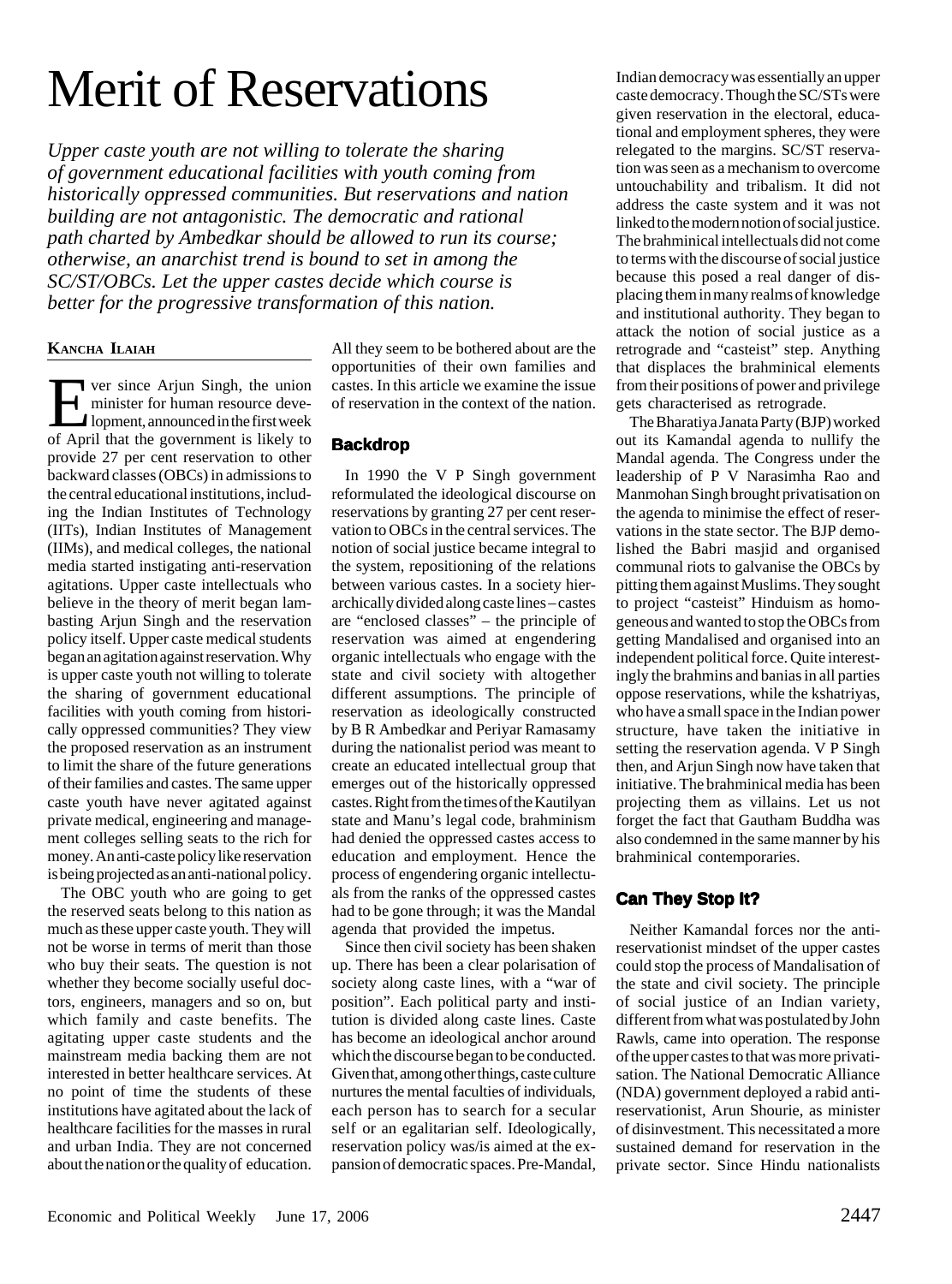# Merit of Reservations

*Upper caste youth are not willing to tolerate the sharing of government educational facilities with youth coming from historically oppressed communities. But reservations and nation building are not antagonistic. The democratic and rational path charted by Ambedkar should be allowed to run its course; otherwise, an anarchist trend is bound to set in among the SC/ST/OBCs. Let the upper castes decide which course is better for the progressive transformation of this nation.*

**KANCHA ILAIAH**

Ever since Arjun Singh, the union minister for human resource development, announced in the first week of April that the government is likely to provide 27 per cent reservation to other backward classes (OBCs) in admissions to the central educational institutions, including the Indian Institutes of Technology (IITs), Indian Institutes of Management (IIMs), and medical colleges, the national media started instigating anti-reservation agitations. Upper caste intellectuals who believe in the theory of merit began lambasting Arjun Singh and the reservation policy itself. Upper caste medical students began an agitation against reservation. Why is upper caste youth not willing to tolerate the sharing of government educational facilities with youth coming from historically oppressed communities? They view the proposed reservation as an instrument to limit the share of the future generations of their families and castes. The same upper caste youth have never agitated against private medical, engineering and management colleges selling seats to the rich for money. An anti-caste policy like reservation is being projected as an anti-national policy.

The OBC youth who are going to get the reserved seats belong to this nation as much as these upper caste youth. They will not be worse in terms of merit than those who buy their seats. The question is not whether they become socially useful doctors, engineers, managers and so on, but which family and caste benefits. The agitating upper caste students and the mainstream media backing them are not interested in better healthcare services. At no point of time the students of these institutions have agitated about the lack of healthcare facilities for the masses in rural and urban India. They are not concerned about the nation or the quality of education. All they seem to be bothered about are the opportunities of their own families and castes. In this article we examine the issue of reservation in the context of the nation.

## Backdrop

In 1990 the V P Singh government reformulated the ideological discourse on reservations by granting 27 per cent reservation to OBCs in the central services. The notion of social justice became integral to the system, repositioning of the relations between various castes. In a society hierarchically divided along caste lines – castes are "enclosed classes" – the principle of reservation was aimed at engendering organic intellectuals who engage with the state and civil society with altogether different assumptions. The principle of reservation as ideologically constructed by B R Ambedkar and Periyar Ramasamy during the nationalist period was meant to create an educated intellectual group that emerges out of the historically oppressed castes. Right from the times of the Kautilyan state and Manu's legal code, brahminism had denied the oppressed castes access to education and employment. Hence the process of engendering organic intellectuals from the ranks of the oppressed castes had to be gone through; it was the Mandal agenda that provided the impetus.

Since then civil society has been shaken up. There has been a clear polarisation of society along caste lines, with a "war of position". Each political party and institution is divided along caste lines. Caste has become an ideological anchor around which the discourse began to be conducted. Given that, among other things, caste culture nurtures the mental faculties of individuals, each person has to search for a secular self or an egalitarian self. Ideologically, reservation policy was/is aimed at the expansion of democratic spaces. Pre-Mandal, Indian democracy was essentially an upper caste democracy. Though the SC/STs were given reservation in the electoral, educational and employment spheres, they were relegated to the margins. SC/ST reservation was seen as a mechanism to overcome untouchability and tribalism. It did not address the caste system and it was not linked to the modern notion of social justice. The brahminical intellectuals did not come to terms with the discourse of social justice because this posed a real danger of displacing them in many realms of knowledge and institutional authority. They began to attack the notion of social justice as a retrograde and "casteist" step. Anything that displaces the brahminical elements from their positions of power and privilege gets characterised as retrograde.

The Bharatiya Janata Party (BJP) worked out its Kamandal agenda to nullify the Mandal agenda. The Congress under the leadership of P V Narasimha Rao and Manmohan Singh brought privatisation on the agenda to minimise the effect of reservations in the state sector. The BJP demolished the Babri masjid and organised communal riots to galvanise the OBCs by pitting them against Muslims. They sought to project "casteist" Hinduism as homogeneous and wanted to stop the OBCs from getting Mandalised and organised into an independent political force. Quite interestingly the brahmins and banias in all parties oppose reservations, while the kshatriyas, who have a small space in the Indian power structure, have taken the initiative in setting the reservation agenda. V P Singh then, and Arjun Singh now have taken that initiative. The brahminical media has been projecting them as villains. Let us not forget the fact that Gautham Buddha was also condemned in the same manner by his brahminical contemporaries.

## Can They Stop It?

Neither Kamandal forces nor the anti-reservationist mindset of the upper castes could stop the process of Mandalisation of the state and civil society. The principle of social justice of an Indian variety, different from what was postulated by John Rawls, came into operation. The response of the upper castes to that was more privatisation. The National Democratic Alliance (NDA) government deployed a rabid anti-reservationist, Arun Shourie, as minister of disinvestment. This necessitated a more sustained demand for reservation in the private sector. Since Hindu nationalists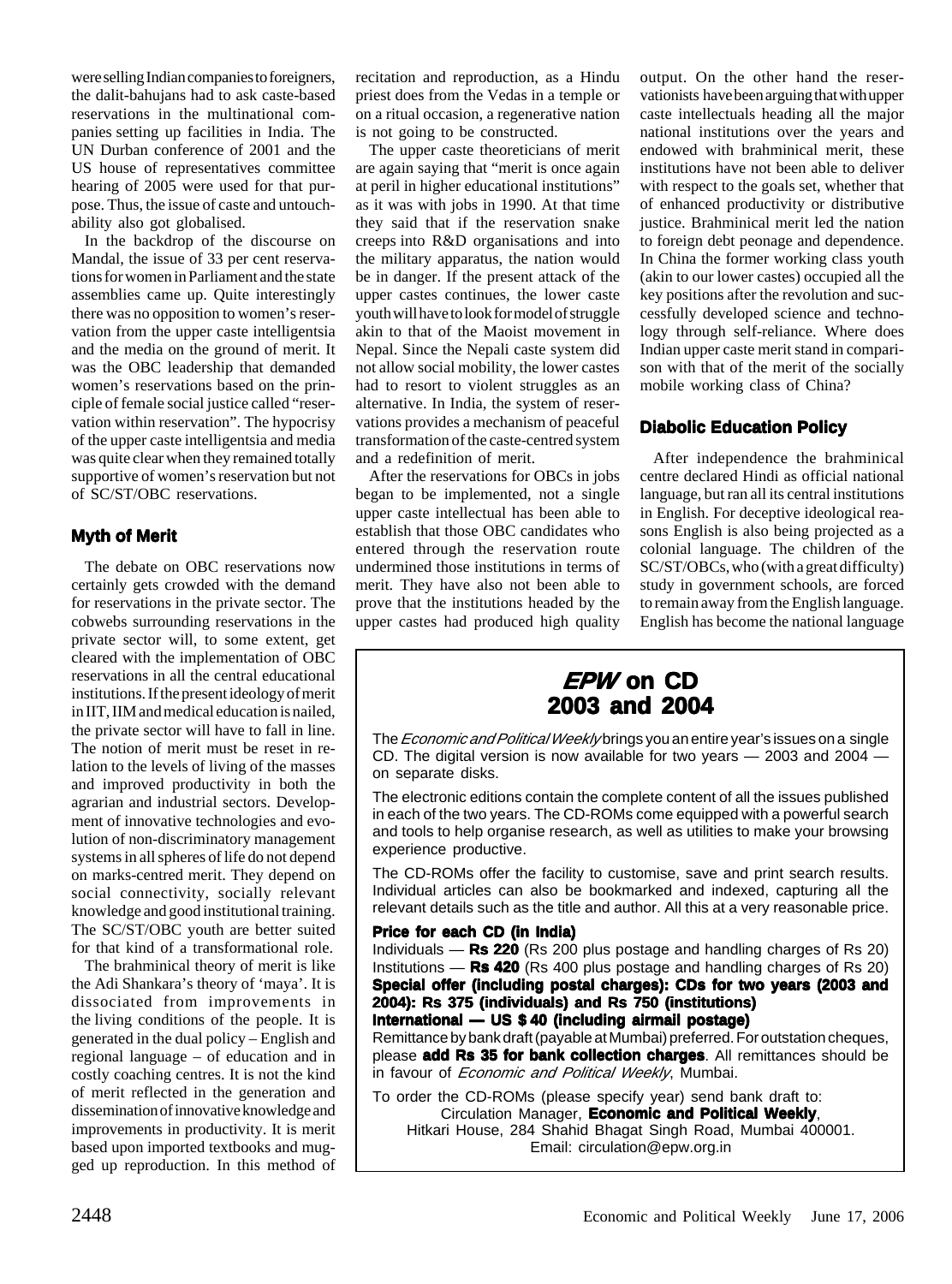were selling Indian companies to foreigners, the dalit-bahujans had to ask caste-based reservations in the multinational companies setting up facilities in India. The UN Durban conference of 2001 and the US house of representatives committee hearing of 2005 were used for that purpose. Thus, the issue of caste and untouchability also got globalised.

In the backdrop of the discourse on Mandal, the issue of 33 per cent reservations for women in Parliament and the state assemblies came up. Quite interestingly there was no opposition to women's reservation from the upper caste intelligentsia and the media on the ground of merit. It was the OBC leadership that demanded women's reservations based on the principle of female social justice called "reservation within reservation". The hypocrisy of the upper caste intelligentsia and media was quite clear when they remained totally supportive of women's reservation but not of SC/ST/OBC reservations.

## Myth of Merit

The debate on OBC reservations now certainly gets crowded with the demand for reservations in the private sector. The cobwebs surrounding reservations in the private sector will, to some extent, get cleared with the implementation of OBC reservations in all the central educational institutions. If the present ideology of merit in IIT, IIM and medical education is nailed, the private sector will have to fall in line. The notion of merit must be reset in relation to the levels of living of the masses and improved productivity in both the agrarian and industrial sectors. Development of innovative technologies and evolution of non-discriminatory management systems in all spheres of life do not depend on marks-centred merit. They depend on social connectivity, socially relevant knowledge and good institutional training. The SC/ST/OBC youth are better suited for that kind of a transformational role.

The brahminical theory of merit is like the Adi Shankara's theory of 'maya'. It is dissociated from improvements in the living conditions of the people. It is generated in the dual policy – English and regional language – of education and in costly coaching centres. It is not the kind of merit reflected in the generation and dissemination of innovative knowledge and improvements in productivity. It is merit based upon imported textbooks and mugged up reproduction. In this method of recitation and reproduction, as a Hindu priest does from the Vedas in a temple or on a ritual occasion, a regenerative nation is not going to be constructed.

The upper caste theoreticians of merit are again saying that "merit is once again at peril in higher educational institutions" as it was with jobs in 1990. At that time they said that if the reservation snake creeps into R&D organisations and into the military apparatus, the nation would be in danger. If the present attack of the upper castes continues, the lower caste youth will have to look for model of struggle akin to that of the Maoist movement in Nepal. Since the Nepali caste system did not allow social mobility, the lower castes had to resort to violent struggles as an alternative. In India, the system of reservations provides a mechanism of peaceful transformation of the caste-centred system and a redefinition of merit.

After the reservations for OBCs in jobs began to be implemented, not a single upper caste intellectual has been able to establish that those OBC candidates who entered through the reservation route undermined those institutions in terms of merit. They have also not been able to prove that the institutions headed by the upper castes had produced high quality output. On the other hand the reservationists have been arguing that with upper caste intellectuals heading all the major national institutions over the years and endowed with brahminical merit, these institutions have not been able to deliver with respect to the goals set, whether that of enhanced productivity or distributive justice. Brahminical merit led the nation to foreign debt peonage and dependence. In China the former working class youth (akin to our lower castes) occupied all the key positions after the revolution and successfully developed science and technology through self-reliance. Where does Indian upper caste merit stand in comparison with that of the merit of the socially mobile working class of China?

## Diabolic Education Policy

After independence the brahminical centre declared Hindi as official national language, but ran all its central institutions in English. For deceptive ideological reasons English is also being projected as a colonial language. The children of the SC/ST/OBCs, who (with a great difficulty) study in government schools, are forced to remain away from the English language. English has become the national language

---

## *EPW* on CD 2003 and 2004

The *Economic and Political Weekly* brings you an entire year's issues on a single CD. The digital version is now available for two years — 2003 and 2004 — on separate disks.

The electronic editions contain the complete content of all the issues published in each of the two years. The CD-ROMs come equipped with a powerful search and tools to help organise research, as well as utilities to make your browsing experience productive.

The CD-ROMs offer the facility to customise, save and print search results. Individual articles can also be bookmarked and indexed, capturing all the relevant details such as the title and author. All this at a very reasonable price.

**Price for each CD (in India)**
Individuals — **Rs 220** (Rs 200 plus postage and handling charges of Rs 20)
Institutions — **Rs 420** (Rs 400 plus postage and handling charges of Rs 20)
**Special offer (including postal charges): CDs for two years (2003 and 2004): Rs 375 (individuals) and Rs 750 (institutions)**
**International — US $ 40 (including airmail postage)**
Remittance by bank draft (payable at Mumbai) preferred. For outstation cheques, please **add Rs 35 for bank collection charges**. All remittances should be in favour of *Economic and Political Weekly*, Mumbai.

To order the CD-ROMs (please specify year) send bank draft to:
Circulation Manager, **Economic and Political Weekly**,
Hitkari House, 284 Shahid Bhagat Singh Road, Mumbai 400001.
Email: circulation@epw.org.in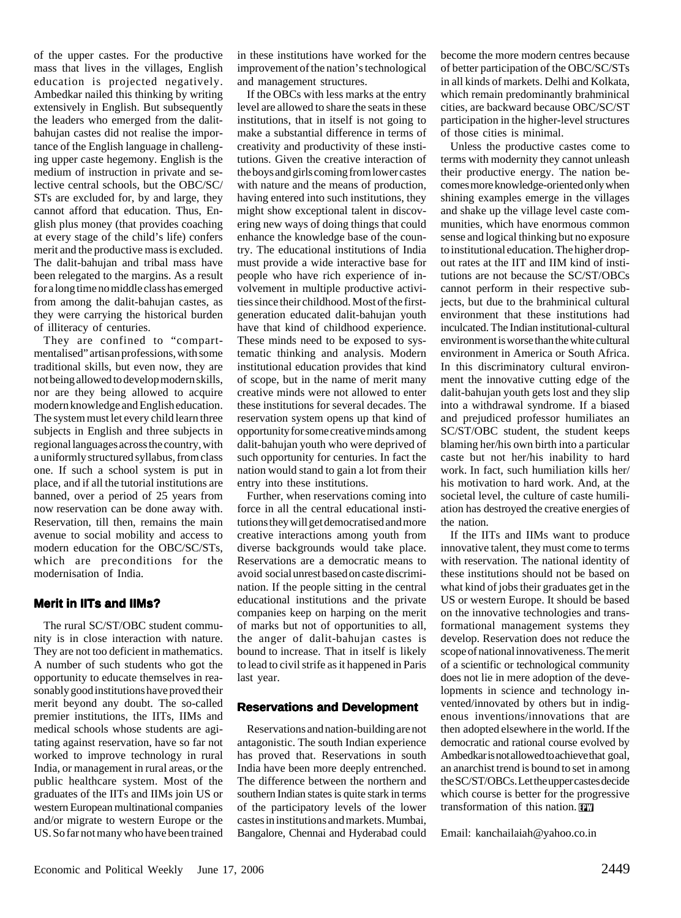of the upper castes. For the productive mass that lives in the villages, English education is projected negatively. Ambedkar nailed this thinking by writing extensively in English. But subsequently the leaders who emerged from the dalit-bahujan castes did not realise the importance of the English language in challenging upper caste hegemony. English is the medium of instruction in private and selective central schools, but the OBC/SC/STs are excluded for, by and large, they cannot afford that education. Thus, English plus money (that provides coaching at every stage of the child's life) confers merit and the productive mass is excluded. The dalit-bahujan and tribal mass have been relegated to the margins. As a result for a long time no middle class has emerged from among the dalit-bahujan castes, as they were carrying the historical burden of illiteracy of centuries.

They are confined to "compartmentalised" artisan professions, with some traditional skills, but even now, they are not being allowed to develop modern skills, nor are they being allowed to acquire modern knowledge and English education. The system must let every child learn three subjects in English and three subjects in regional languages across the country, with a uniformly structured syllabus, from class one. If such a school system is put in place, and if all the tutorial institutions are banned, over a period of 25 years from now reservation can be done away with. Reservation, till then, remains the main avenue to social mobility and access to modern education for the OBC/SC/STs, which are preconditions for the modernisation of India.

## Merit in IITs and IIMs?

The rural SC/ST/OBC student community is in close interaction with nature. They are not too deficient in mathematics. A number of such students who got the opportunity to educate themselves in reasonably good institutions have proved their merit beyond any doubt. The so-called premier institutions, the IITs, IIMs and medical schools whose students are agitating against reservation, have so far not worked to improve technology in rural India, or management in rural areas, or the public healthcare system. Most of the graduates of the IITs and IIMs join US or western European multinational companies and/or migrate to western Europe or the US. So far not many who have been trained in these institutions have worked for the improvement of the nation's technological and management structures.

If the OBCs with less marks at the entry level are allowed to share the seats in these institutions, that in itself is not going to make a substantial difference in terms of creativity and productivity of these institutions. Given the creative interaction of the boys and girls coming from lower castes with nature and the means of production, having entered into such institutions, they might show exceptional talent in discovering new ways of doing things that could enhance the knowledge base of the country. The educational institutions of India must provide a wide interactive base for people who have rich experience of involvement in multiple productive activities since their childhood. Most of the first-generation educated dalit-bahujan youth have that kind of childhood experience. These minds need to be exposed to systematic thinking and analysis. Modern institutional education provides that kind of scope, but in the name of merit many creative minds were not allowed to enter these institutions for several decades. The reservation system opens up that kind of opportunity for some creative minds among dalit-bahujan youth who were deprived of such opportunity for centuries. In fact the nation would stand to gain a lot from their entry into these institutions.

Further, when reservations coming into force in all the central educational institutions they will get democratised and more creative interactions among youth from diverse backgrounds would take place. Reservations are a democratic means to avoid social unrest based on caste discrimination. If the people sitting in the central educational institutions and the private companies keep on harping on the merit of marks but not of opportunities to all, the anger of dalit-bahujan castes is bound to increase. That in itself is likely to lead to civil strife as it happened in Paris last year.

## Reservations and Development

Reservations and nation-building are not antagonistic. The south Indian experience has proved that. Reservations in south India have been more deeply entrenched. The difference between the northern and southern Indian states is quite stark in terms of the participatory levels of the lower castes in institutions and markets. Mumbai, Bangalore, Chennai and Hyderabad could become the more modern centres because of better participation of the OBC/SC/STs in all kinds of markets. Delhi and Kolkata, which remain predominantly brahminical cities, are backward because OBC/SC/ST participation in the higher-level structures of those cities is minimal.

Unless the productive castes come to terms with modernity they cannot unleash their productive energy. The nation becomes more knowledge-oriented only when shining examples emerge in the villages and shake up the village level caste communities, which have enormous common sense and logical thinking but no exposure to institutional education. The higher drop-out rates at the IIT and IIM kind of institutions are not because the SC/ST/OBCs cannot perform in their respective subjects, but due to the brahminical cultural environment that these institutions had inculcated. The Indian institutional-cultural environment is worse than the white cultural environment in America or South Africa. In this discriminatory cultural environment the innovative cutting edge of the dalit-bahujan youth gets lost and they slip into a withdrawal syndrome. If a biased and prejudiced professor humiliates an SC/ST/OBC student, the student keeps blaming her/his own birth into a particular caste but not her/his inability to hard work. In fact, such humiliation kills her/his motivation to hard work. And, at the societal level, the culture of caste humiliation has destroyed the creative energies of the nation.

If the IITs and IIMs want to produce innovative talent, they must come to terms with reservation. The national identity of these institutions should not be based on what kind of jobs their graduates get in the US or western Europe. It should be based on the innovative technologies and transformational management systems they develop. Reservation does not reduce the scope of national innovativeness. The merit of a scientific or technological community does not lie in mere adoption of the developments in science and technology invented/innovated by others but in indigenous inventions/innovations that are then adopted elsewhere in the world. If the democratic and rational course evolved by Ambedkar is not allowed to achieve that goal, an anarchist trend is bound to set in among the SC/ST/OBCs. Let the upper castes decide which course is better for the progressive transformation of this nation. EPW

Email: kanchailaiah@yahoo.co.in